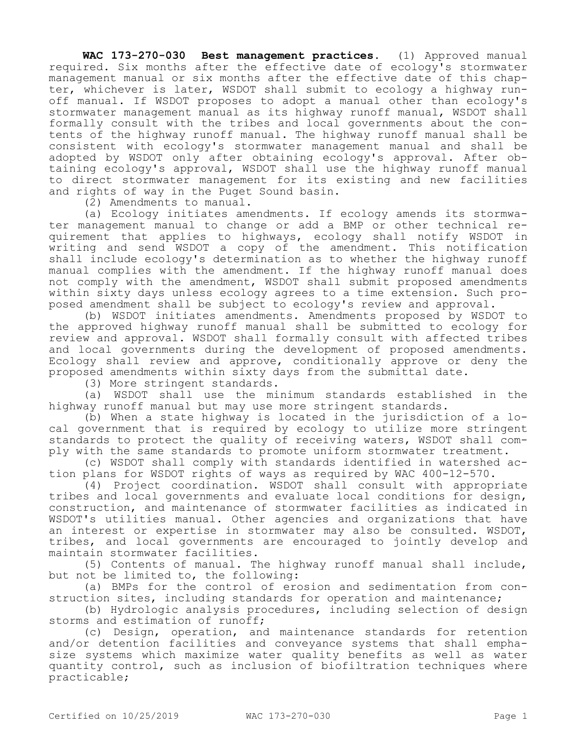**WAC 173-270-030 Best management practices.** (1) Approved manual required. Six months after the effective date of ecology's stormwater management manual or six months after the effective date of this chapter, whichever is later, WSDOT shall submit to ecology a highway runoff manual. If WSDOT proposes to adopt a manual other than ecology's stormwater management manual as its highway runoff manual, WSDOT shall formally consult with the tribes and local governments about the contents of the highway runoff manual. The highway runoff manual shall be consistent with ecology's stormwater management manual and shall be adopted by WSDOT only after obtaining ecology's approval. After obtaining ecology's approval, WSDOT shall use the highway runoff manual to direct stormwater management for its existing and new facilities and rights of way in the Puget Sound basin.

(2) Amendments to manual.

(a) Ecology initiates amendments. If ecology amends its stormwater management manual to change or add a BMP or other technical requirement that applies to highways, ecology shall notify WSDOT in writing and send WSDOT a copy of the amendment. This notification shall include ecology's determination as to whether the highway runoff manual complies with the amendment. If the highway runoff manual does not comply with the amendment, WSDOT shall submit proposed amendments within sixty days unless ecology agrees to a time extension. Such proposed amendment shall be subject to ecology's review and approval.

(b) WSDOT initiates amendments. Amendments proposed by WSDOT to the approved highway runoff manual shall be submitted to ecology for review and approval. WSDOT shall formally consult with affected tribes and local governments during the development of proposed amendments. Ecology shall review and approve, conditionally approve or deny the proposed amendments within sixty days from the submittal date.

(3) More stringent standards.

(a) WSDOT shall use the minimum standards established in the highway runoff manual but may use more stringent standards.

(b) When a state highway is located in the jurisdiction of a local government that is required by ecology to utilize more stringent standards to protect the quality of receiving waters, WSDOT shall comply with the same standards to promote uniform stormwater treatment.

(c) WSDOT shall comply with standards identified in watershed action plans for WSDOT rights of ways as required by WAC 400-12-570.

(4) Project coordination. WSDOT shall consult with appropriate tribes and local governments and evaluate local conditions for design, construction, and maintenance of stormwater facilities as indicated in WSDOT's utilities manual. Other agencies and organizations that have an interest or expertise in stormwater may also be consulted. WSDOT, tribes, and local governments are encouraged to jointly develop and maintain stormwater facilities.

(5) Contents of manual. The highway runoff manual shall include, but not be limited to, the following:

(a) BMPs for the control of erosion and sedimentation from construction sites, including standards for operation and maintenance;

(b) Hydrologic analysis procedures, including selection of design storms and estimation of runoff;

(c) Design, operation, and maintenance standards for retention and/or detention facilities and conveyance systems that shall emphasize systems which maximize water quality benefits as well as water quantity control, such as inclusion of biofiltration techniques where practicable;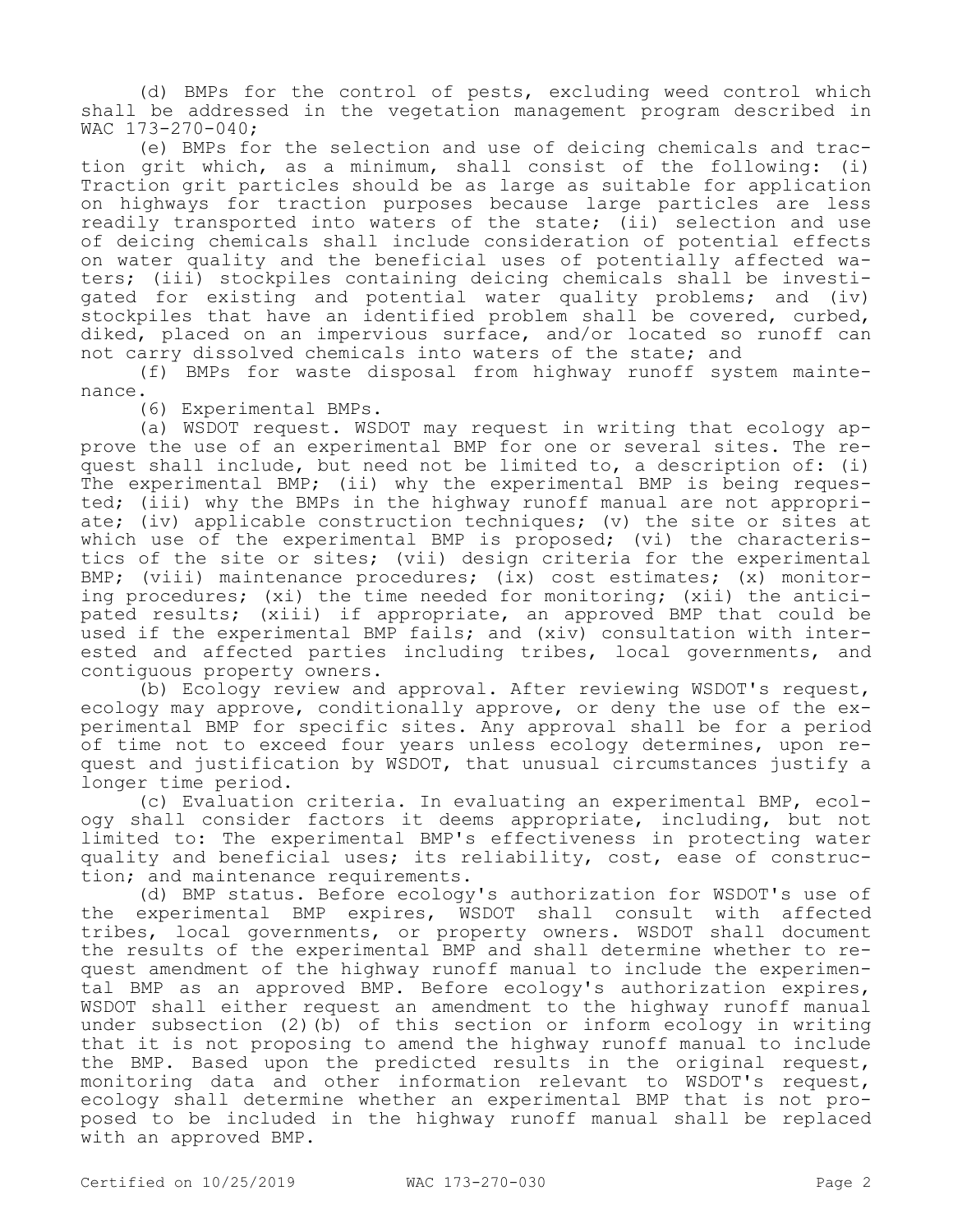(d) BMPs for the control of pests, excluding weed control which shall be addressed in the vegetation management program described in WAC 173-270-040;

(e) BMPs for the selection and use of deicing chemicals and traction grit which, as a minimum, shall consist of the following: (i) Traction grit particles should be as large as suitable for application on highways for traction purposes because large particles are less readily transported into waters of the state; (ii) selection and use of deicing chemicals shall include consideration of potential effects on water quality and the beneficial uses of potentially affected waters; (iii) stockpiles containing deicing chemicals shall be investigated for existing and potential water quality problems; and (iv) stockpiles that have an identified problem shall be covered, curbed, diked, placed on an impervious surface, and/or located so runoff can not carry dissolved chemicals into waters of the state; and

(f) BMPs for waste disposal from highway runoff system maintenance.

(6) Experimental BMPs.

(a) WSDOT request. WSDOT may request in writing that ecology approve the use of an experimental BMP for one or several sites. The request shall include, but need not be limited to, a description of: (i) The experimental BMP; (ii) why the experimental BMP is being requested; (iii) why the BMPs in the highway runoff manual are not appropriate; (iv) applicable construction techniques; (v) the site or sites at which use of the experimental BMP is proposed; (vi) the characteristics of the site or sites; (vii) design criteria for the experimental BMP; (viii) maintenance procedures; (ix) cost estimates; (x) monitoring procedures; (xi) the time needed for monitoring; (xii) the anticipated results; (xiii) if appropriate, an approved BMP that could be used if the experimental BMP fails; and (xiv) consultation with interested and affected parties including tribes, local governments, and contiguous property owners.

(b) Ecology review and approval. After reviewing WSDOT's request, ecology may approve, conditionally approve, or deny the use of the experimental BMP for specific sites. Any approval shall be for a period of time not to exceed four years unless ecology determines, upon request and justification by WSDOT, that unusual circumstances justify a longer time period.

(c) Evaluation criteria. In evaluating an experimental BMP, ecology shall consider factors it deems appropriate, including, but not limited to: The experimental BMP's effectiveness in protecting water quality and beneficial uses; its reliability, cost, ease of construction; and maintenance requirements.

(d) BMP status. Before ecology's authorization for WSDOT's use of the experimental BMP expires, WSDOT shall consult with affected tribes, local governments, or property owners. WSDOT shall document the results of the experimental BMP and shall determine whether to request amendment of the highway runoff manual to include the experimental BMP as an approved BMP. Before ecology's authorization expires, WSDOT shall either request an amendment to the highway runoff manual under subsection (2)(b) of this section or inform ecology in writing that it is not proposing to amend the highway runoff manual to include the BMP. Based upon the predicted results in the original request, monitoring data and other information relevant to WSDOT's request, ecology shall determine whether an experimental BMP that is not proposed to be included in the highway runoff manual shall be replaced with an approved BMP.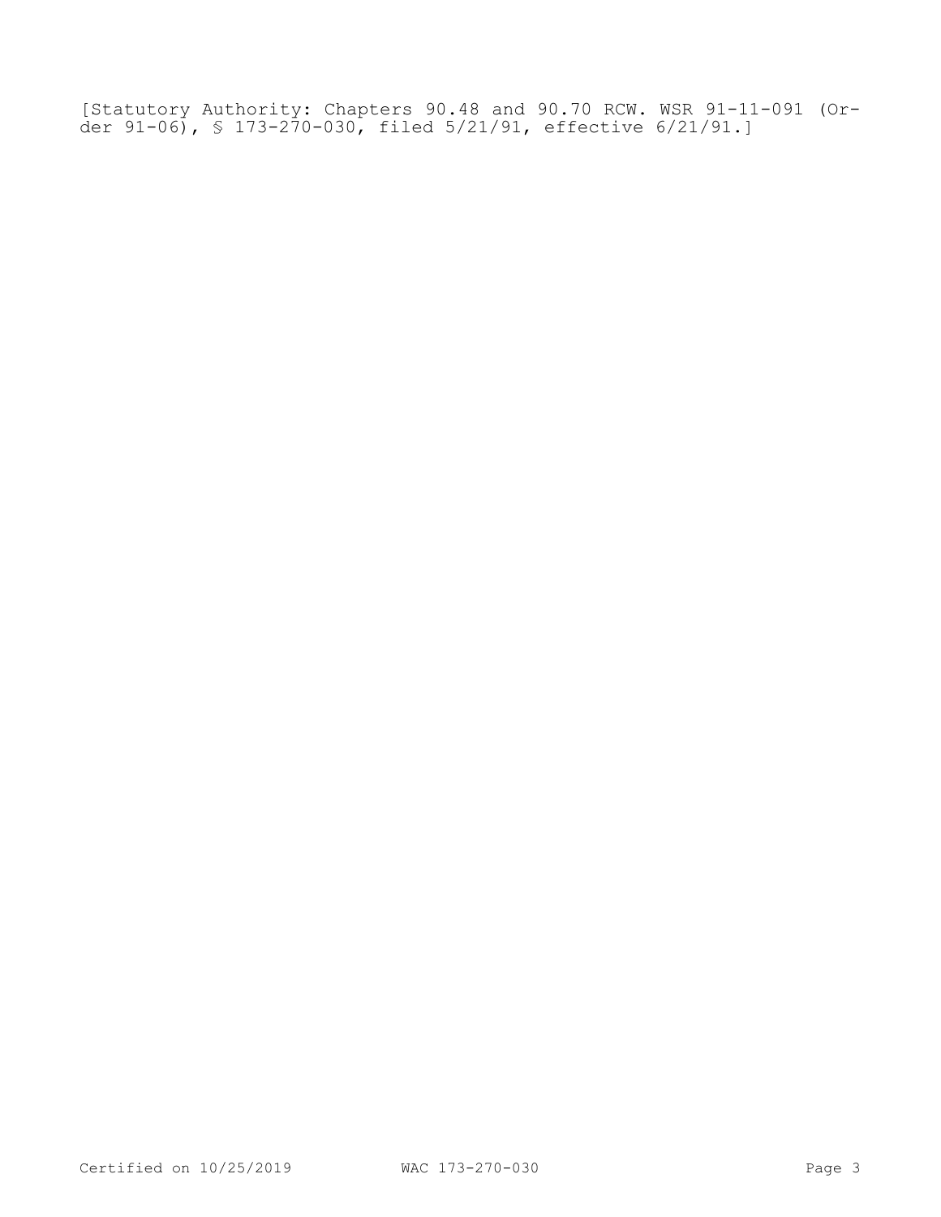[Statutory Authority: Chapters 90.48 and 90.70 RCW. WSR 91-11-091 (Order 91-06), § 173-270-030, filed 5/21/91, effective 6/21/91.]